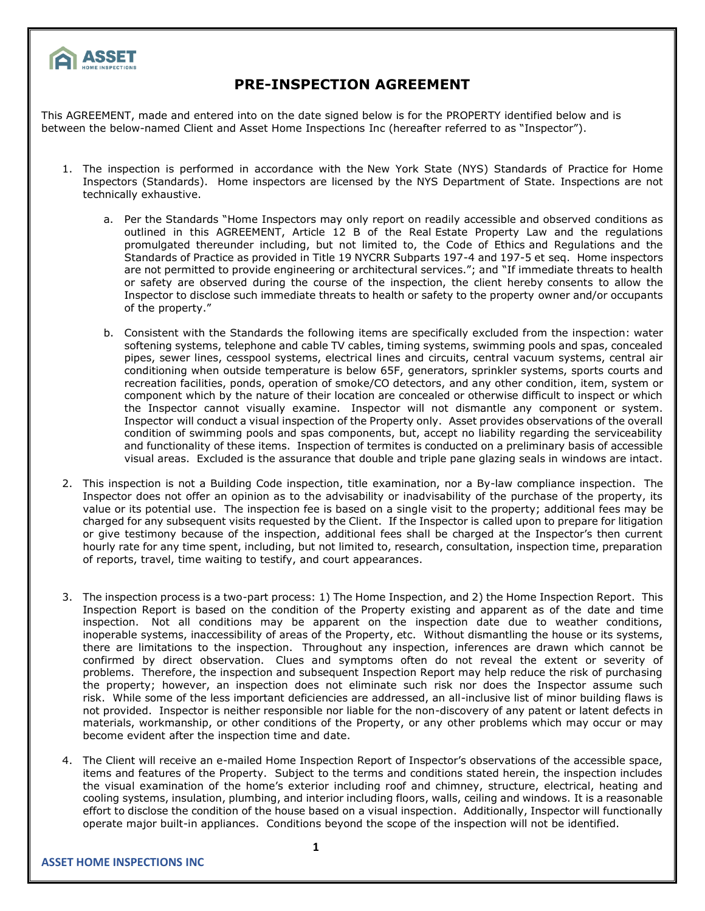# PRE-INSPECTION AGREEMENT

This AGREEMENT, made and entered into on the date signed below is for the PROPERTY identified below and is between the below-named Client and Asset Home Inspections Inc (hereafter referred to as "Inspector").

1. The inspection is performed in accordance with the New York State (NYS) Standards of Practice for Home Inspectors (Standards). Home inspectors are licensed by the NYS Department of State. Inspections are not technically exhaustive.

   a. Per the Standards "Home Inspectors may only report on readily accessible and observed conditions as outlined in this AGREEMENT, Article 12 B of the Real Estate Property Law and the regulations promulgated thereunder including, but not limited to, the Code of Ethics and Regulations and the Standards of Practice as provided in Title 19 NYCRR Subparts 197-4 and 197-5 et seq. Home inspectors are not permitted to provide engineering or architectural services."; and "If immediate threats to health or safety are observed during the course of the inspection, the client hereby consents to allow the Inspector to disclose such immediate threats to health or safety to the property owner and/or occupants of the property."

   b. Consistent with the Standards the following items are specifically excluded from the inspection: water softening systems, telephone and cable TV cables, timing systems, swimming pools and spas, concealed pipes, sewer lines, cesspool systems, electrical lines and circuits, central vacuum systems, central air conditioning when outside temperature is below 65F, generators, sprinkler systems, sports courts and recreation facilities, ponds, operation of smoke/CO detectors, and any other condition, item, system or component which by the nature of their location are concealed or otherwise difficult to inspect or which the Inspector cannot visually examine. Inspector will not dismantle any component or system. Inspector will conduct a visual inspection of the Property only. Asset provides observations of the overall condition of swimming pools and spas components, but, accept no liability regarding the serviceability and functionality of these items. Inspection of termites is conducted on a preliminary basis of accessible visual areas. Excluded is the assurance that double and triple pane glazing seals in windows are intact.

2. This inspection is not a Building Code inspection, title examination, nor a By-law compliance inspection. The Inspector does not offer an opinion as to the advisability or inadvisability of the purchase of the property, its value or its potential use. The inspection fee is based on a single visit to the property; additional fees may be charged for any subsequent visits requested by the Client. If the Inspector is called upon to prepare for litigation or give testimony because of the inspection, additional fees shall be charged at the Inspector's then current hourly rate for any time spent, including, but not limited to, research, consultation, inspection time, preparation of reports, travel, time waiting to testify, and court appearances.

3. The inspection process is a two-part process: 1) The Home Inspection, and 2) the Home Inspection Report. This Inspection Report is based on the condition of the Property existing and apparent as of the date and time inspection. Not all conditions may be apparent on the inspection date due to weather conditions, inoperable systems, inaccessibility of areas of the Property, etc. Without dismantling the house or its systems, there are limitations to the inspection. Throughout any inspection, inferences are drawn which cannot be confirmed by direct observation. Clues and symptoms often do not reveal the extent or severity of problems. Therefore, the inspection and subsequent Inspection Report may help reduce the risk of purchasing the property; however, an inspection does not eliminate such risk nor does the Inspector assume such risk. While some of the less important deficiencies are addressed, an all-inclusive list of minor building flaws is not provided. Inspector is neither responsible nor liable for the non-discovery of any patent or latent defects in materials, workmanship, or other conditions of the Property, or any other problems which may occur or may become evident after the inspection time and date.

4. The Client will receive an e-mailed Home Inspection Report of Inspector's observations of the accessible space, items and features of the Property. Subject to the terms and conditions stated herein, the inspection includes the visual examination of the home's exterior including roof and chimney, structure, electrical, heating and cooling systems, insulation, plumbing, and interior including floors, walls, ceiling and windows. It is a reasonable effort to disclose the condition of the house based on a visual inspection. Additionally, Inspector will functionally operate major built-in appliances. Conditions beyond the scope of the inspection will not be identified.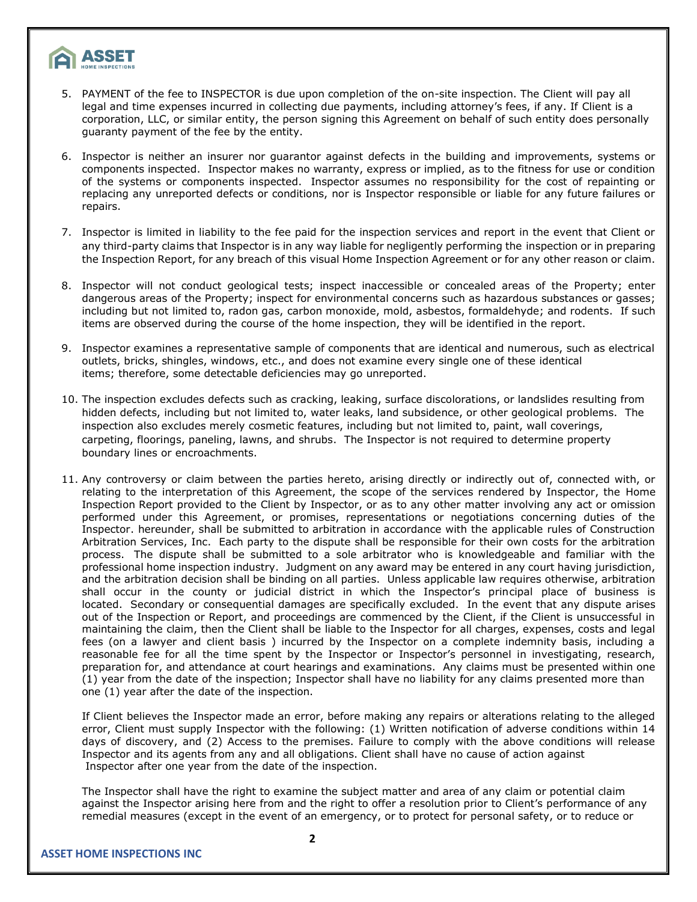5. PAYMENT of the fee to INSPECTOR is due upon completion of the on-site inspection. The Client will pay all legal and time expenses incurred in collecting due payments, including attorney's fees, if any. If Client is a corporation, LLC, or similar entity, the person signing this Agreement on behalf of such entity does personally guaranty payment of the fee by the entity.

6. Inspector is neither an insurer nor guarantor against defects in the building and improvements, systems or components inspected. Inspector makes no warranty, express or implied, as to the fitness for use or condition of the systems or components inspected. Inspector assumes no responsibility for the cost of repainting or replacing any unreported defects or conditions, nor is Inspector responsible or liable for any future failures or repairs.

7. Inspector is limited in liability to the fee paid for the inspection services and report in the event that Client or any third-party claims that Inspector is in any way liable for negligently performing the inspection or in preparing the Inspection Report, for any breach of this visual Home Inspection Agreement or for any other reason or claim.

8. Inspector will not conduct geological tests; inspect inaccessible or concealed areas of the Property; enter dangerous areas of the Property; inspect for environmental concerns such as hazardous substances or gasses; including but not limited to, radon gas, carbon monoxide, mold, asbestos, formaldehyde; and rodents. If such items are observed during the course of the home inspection, they will be identified in the report.

9. Inspector examines a representative sample of components that are identical and numerous, such as electrical outlets, bricks, shingles, windows, etc., and does not examine every single one of these identical items; therefore, some detectable deficiencies may go unreported.

10. The inspection excludes defects such as cracking, leaking, surface discolorations, or landslides resulting from hidden defects, including but not limited to, water leaks, land subsidence, or other geological problems. The inspection also excludes merely cosmetic features, including but not limited to, paint, wall coverings, carpeting, floorings, paneling, lawns, and shrubs. The Inspector is not required to determine property boundary lines or encroachments.

11. Any controversy or claim between the parties hereto, arising directly or indirectly out of, connected with, or relating to the interpretation of this Agreement, the scope of the services rendered by Inspector, the Home Inspection Report provided to the Client by Inspector, or as to any other matter involving any act or omission performed under this Agreement, or promises, representations or negotiations concerning duties of the Inspector. hereunder, shall be submitted to arbitration in accordance with the applicable rules of Construction Arbitration Services, Inc. Each party to the dispute shall be responsible for their own costs for the arbitration process. The dispute shall be submitted to a sole arbitrator who is knowledgeable and familiar with the professional home inspection industry. Judgment on any award may be entered in any court having jurisdiction, and the arbitration decision shall be binding on all parties. Unless applicable law requires otherwise, arbitration shall occur in the county or judicial district in which the Inspector's principal place of business is located. Secondary or consequential damages are specifically excluded. In the event that any dispute arises out of the Inspection or Report, and proceedings are commenced by the Client, if the Client is unsuccessful in maintaining the claim, then the Client shall be liable to the Inspector for all charges, expenses, costs and legal fees (on a lawyer and client basis ) incurred by the Inspector on a complete indemnity basis, including a reasonable fee for all the time spent by the Inspector or Inspector's personnel in investigating, research, preparation for, and attendance at court hearings and examinations. Any claims must be presented within one (1) year from the date of the inspection; Inspector shall have no liability for any claims presented more than one (1) year after the date of the inspection.

    If Client believes the Inspector made an error, before making any repairs or alterations relating to the alleged error, Client must supply Inspector with the following: (1) Written notification of adverse conditions within 14 days of discovery, and (2) Access to the premises. Failure to comply with the above conditions will release Inspector and its agents from any and all obligations. Client shall have no cause of action against Inspector after one year from the date of the inspection.

    The Inspector shall have the right to examine the subject matter and area of any claim or potential claim against the Inspector arising here from and the right to offer a resolution prior to Client's performance of any remedial measures (except in the event of an emergency, or to protect for personal safety, or to reduce or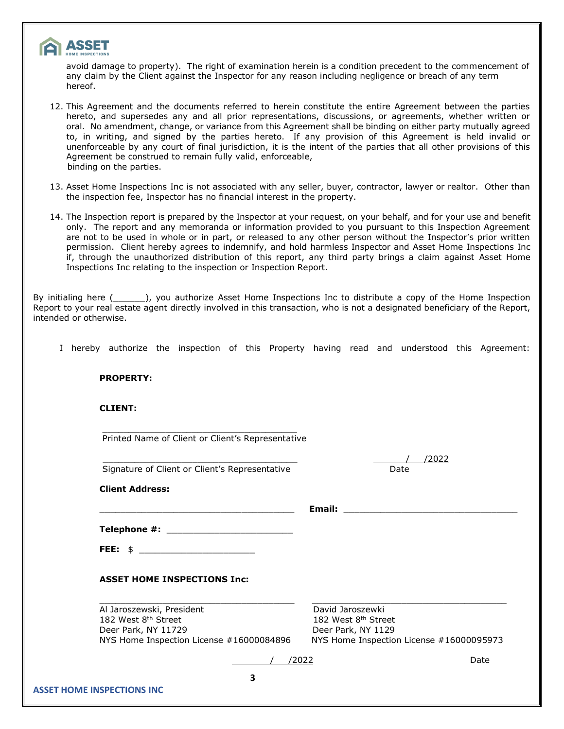avoid damage to property). The right of examination herein is a condition precedent to the commencement of any claim by the Client against the Inspector for any reason including negligence or breach of any term hereof.

12. This Agreement and the documents referred to herein constitute the entire Agreement between the parties hereto, and supersedes any and all prior representations, discussions, or agreements, whether written or oral. No amendment, change, or variance from this Agreement shall be binding on either party mutually agreed to, in writing, and signed by the parties hereto. If any provision of this Agreement is held invalid or unenforceable by any court of final jurisdiction, it is the intent of the parties that all other provisions of this Agreement be construed to remain fully valid, enforceable, binding on the parties.

13. Asset Home Inspections Inc is not associated with any seller, buyer, contractor, lawyer or realtor. Other than the inspection fee, Inspector has no financial interest in the property.

14. The Inspection report is prepared by the Inspector at your request, on your behalf, and for your use and benefit only. The report and any memoranda or information provided to you pursuant to this Inspection Agreement are not to be used in whole or in part, or released to any other person without the Inspector's prior written permission. Client hereby agrees to indemnify, and hold harmless Inspector and Asset Home Inspections Inc if, through the unauthorized distribution of this report, any third party brings a claim against Asset Home Inspections Inc relating to the inspection or Inspection Report.

By initialing here (______), you authorize Asset Home Inspections Inc to distribute a copy of the Home Inspection Report to your real estate agent directly involved in this transaction, who is not a designated beneficiary of the Report, intended or otherwise.

I hereby authorize the inspection of this Property having read and understood this Agreement:

**PROPERTY:**

**CLIENT:**

_______________________________________
Printed Name of Client or Client's Representative

_______________________________________ ______/ /2022
Signature of Client or Client's Representative Date

**Client Address:**

_____________________________________ **Email:** _________________________________

**Telephone #:** ________________________

**FEE:** $ ______________________

**ASSET HOME INSPECTIONS Inc:**

_____________________________________ _____________________________________

Al Jaroszewski, President
182 West 8th Street
Deer Park, NY 11729
NYS Home Inspection License #16000084896

David Jaroszewki
182 West 8th Street
Deer Park, NY 1129
NYS Home Inspection License #16000095973

_______/ /2022 Date